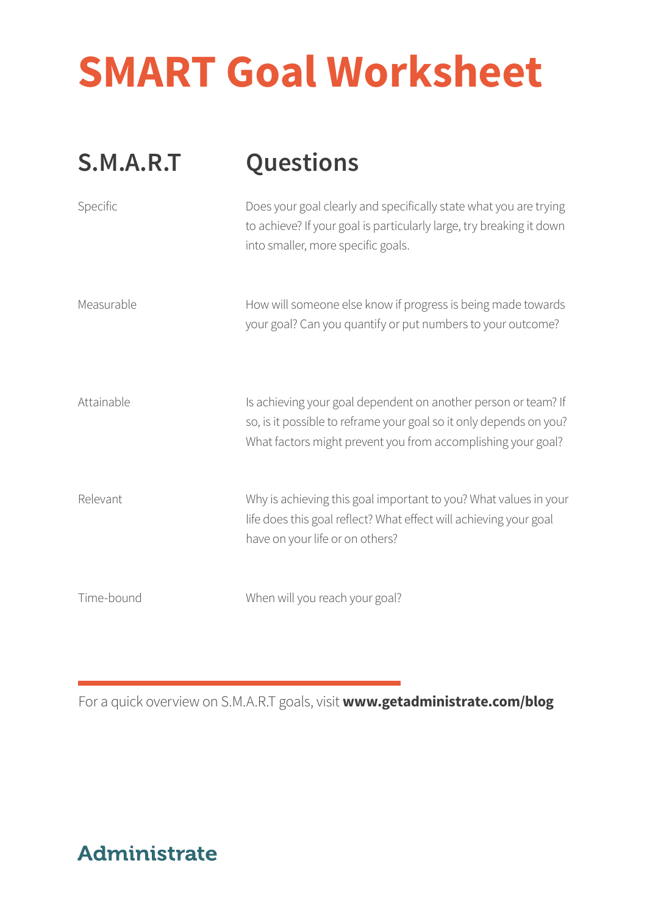# SMART Goal Worksheet

| S.M.A.R.T | Questions |
| --- | --- |
| Specific | Does your goal clearly and specifically state what you are trying to achieve? If your goal is particularly large, try breaking it down into smaller, more specific goals. |
| Measurable | How will someone else know if progress is being made towards your goal? Can you quantify or put numbers to your outcome? |
| Attainable | Is achieving your goal dependent on another person or team? If so, is it possible to reframe your goal so it only depends on you? What factors might prevent you from accomplishing your goal? |
| Relevant | Why is achieving this goal important to you? What values in your life does this goal reflect? What effect will achieving your goal have on your life or on others? |
| Time-bound | When will you reach your goal? |

For a quick overview on S.M.A.R.T goals, visit **www.getadministrate.com/blog**

Administrate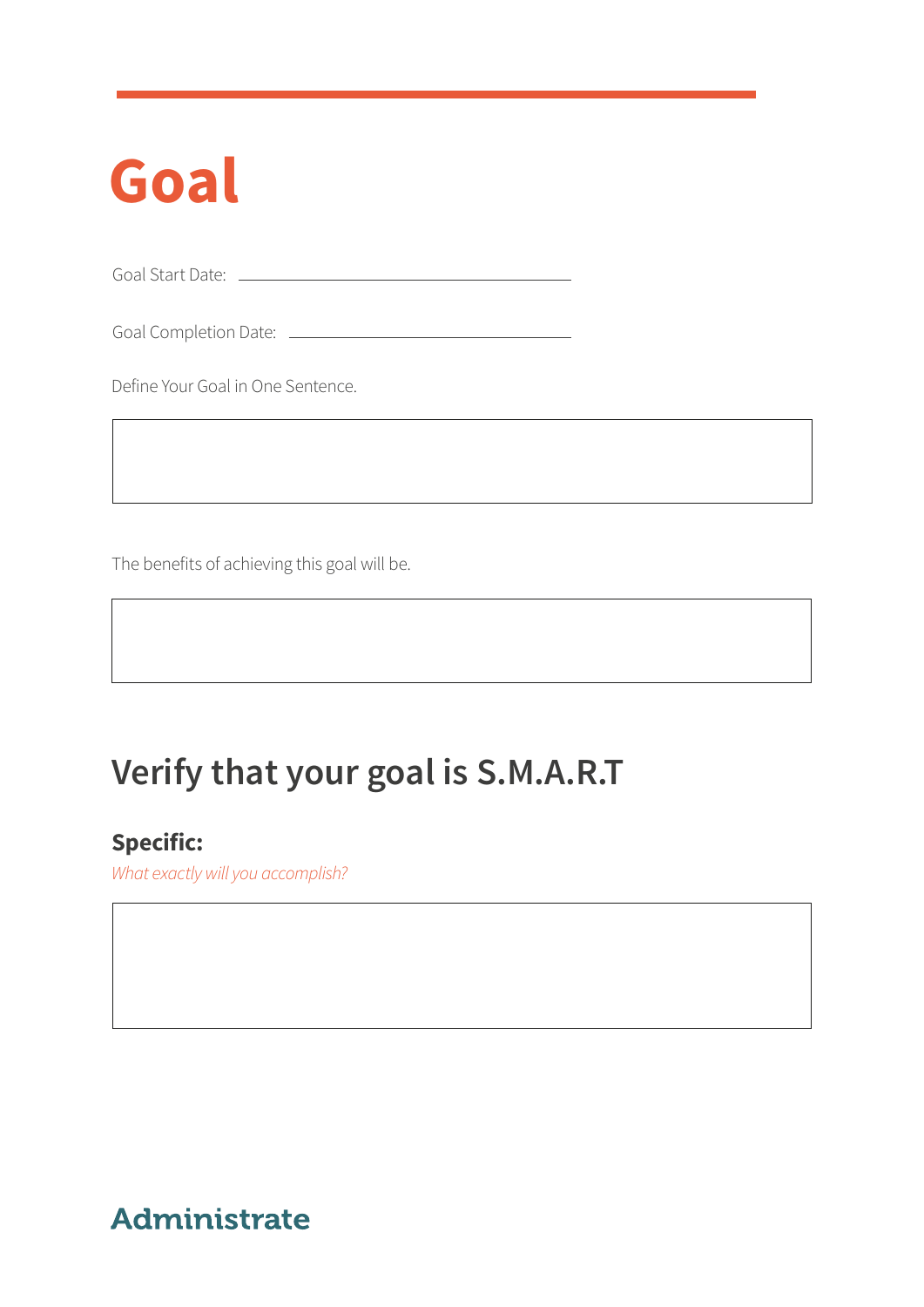# Goal

Goal Start Date: ______________________________

Goal Completion Date: ______________________________

Define Your Goal in One Sentence.

The benefits of achieving this goal will be.

## Verify that your goal is S.M.A.R.T

### Specific:

*What exactly will you accomplish?*

Administrate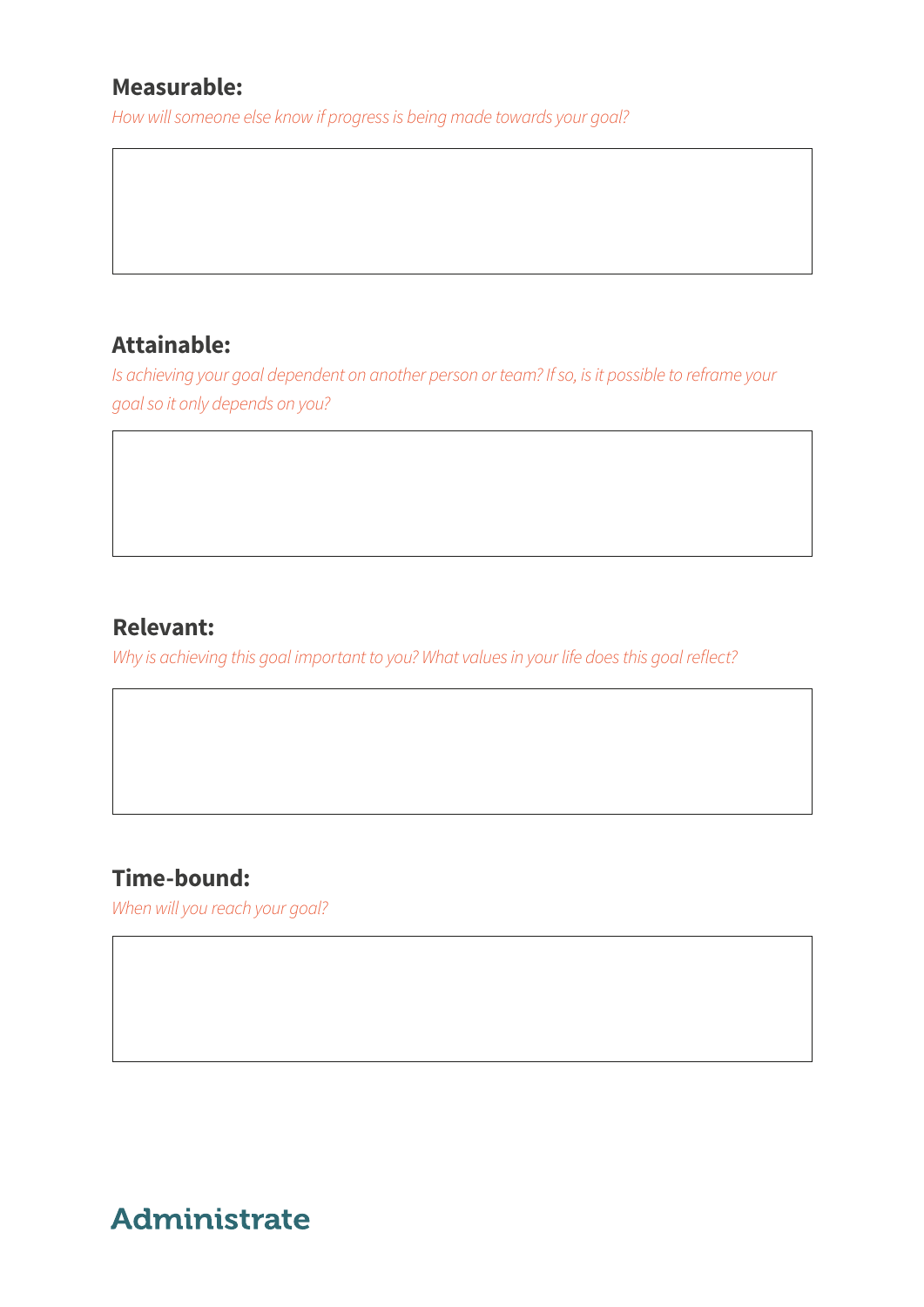**Measurable:**

*How will someone else know if progress is being made towards your goal?*

**Attainable:**

*Is achieving your goal dependent on another person or team? If so, is it possible to reframe your goal so it only depends on you?*

**Relevant:**

*Why is achieving this goal important to you? What values in your life does this goal reflect?*

**Time-bound:**

*When will you reach your goal?*

Administrate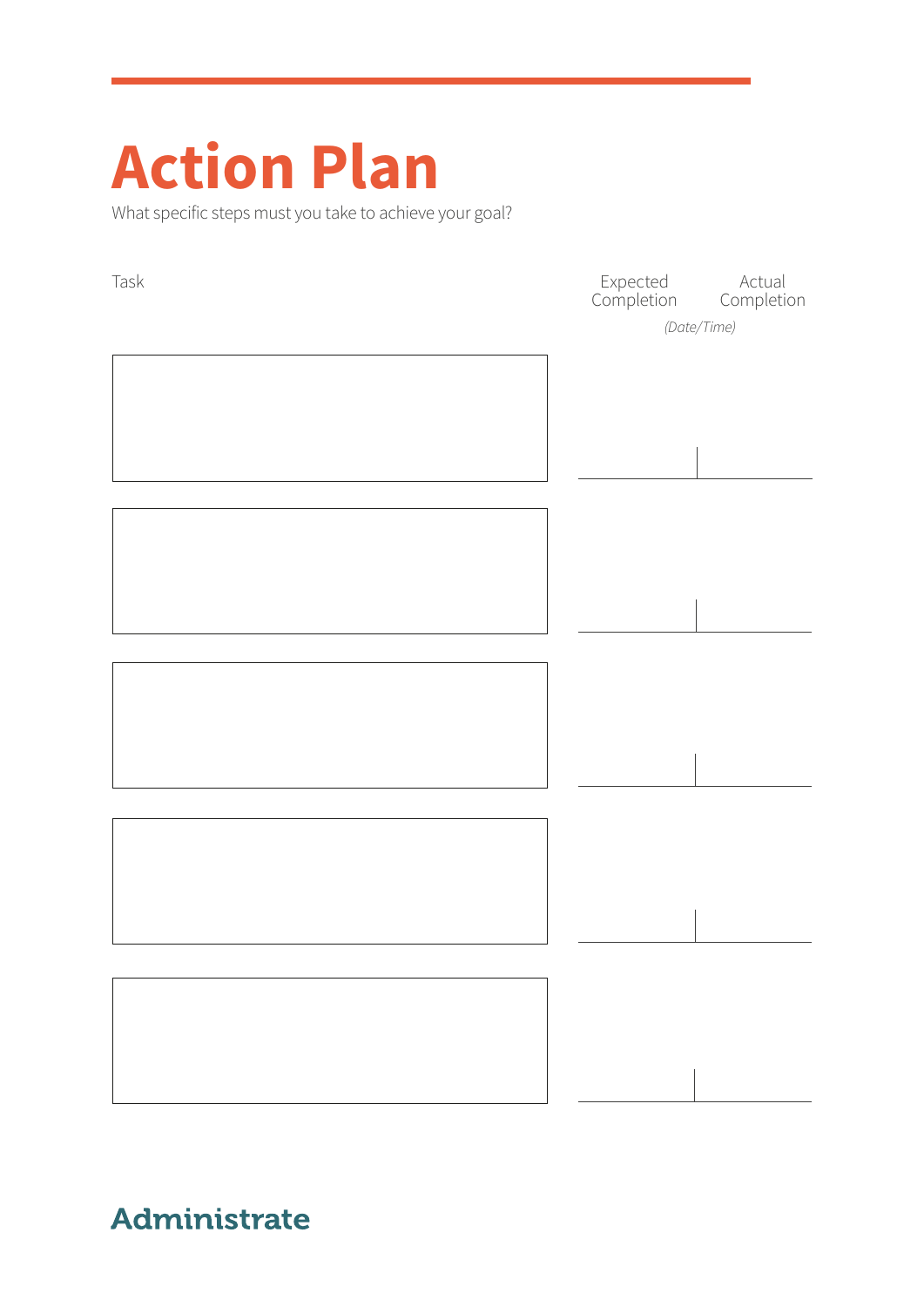# Action Plan

What specific steps must you take to achieve your goal?

| Task | Expected Completion | Actual Completion |
| --- | --- | --- |
| | *(Date/Time)* | |
| | | |
| | | |
| | | |
| | | |
| | | |

Administrate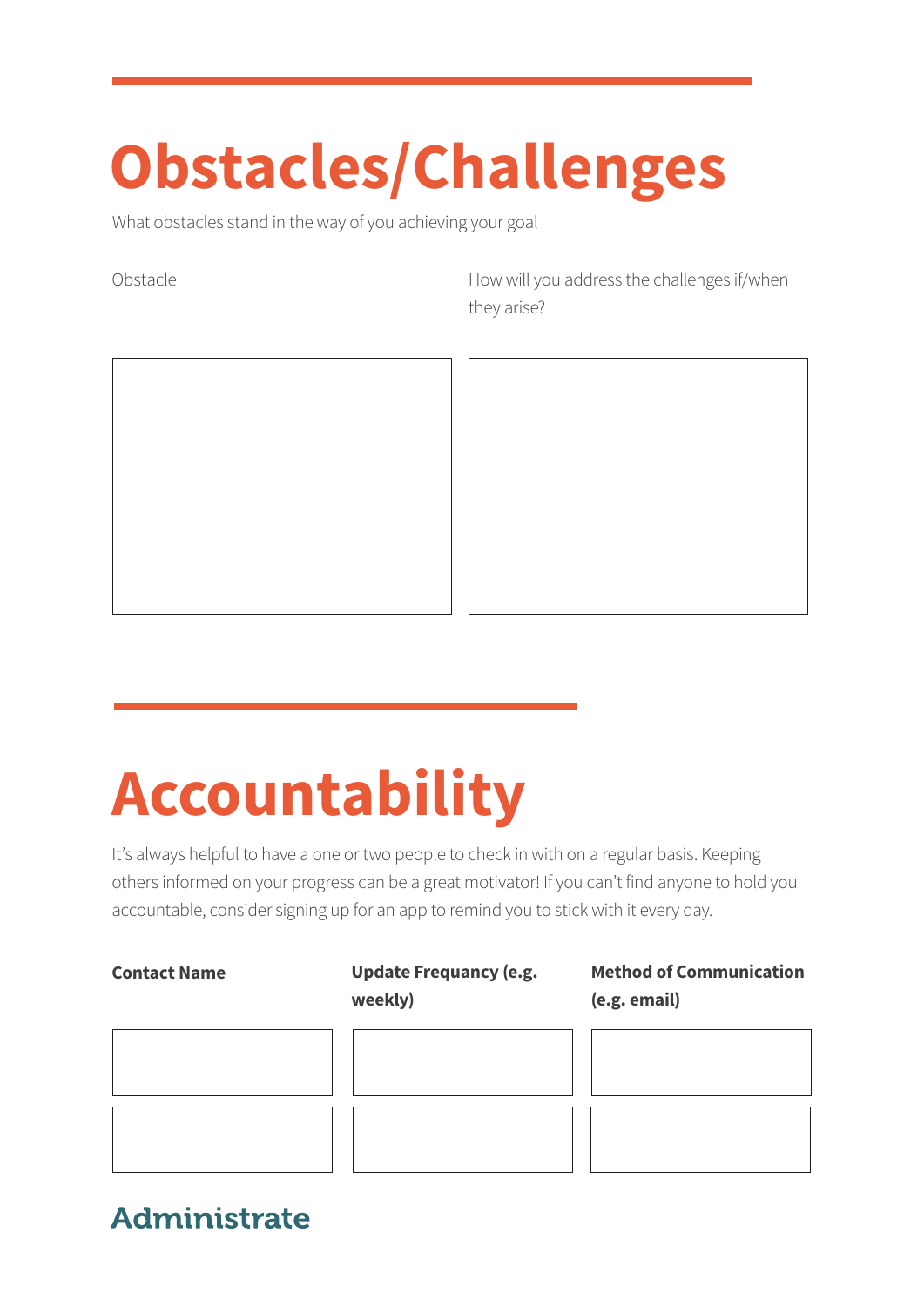# Obstacles/Challenges

What obstacles stand in the way of you achieving your goal

| Obstacle | How will you address the challenges if/when they arise? |
| --- | --- |
| | |

# Accountability

It's always helpful to have a one or two people to check in with on a regular basis. Keeping others informed on your progress can be a great motivator! If you can't find anyone to hold you accountable, consider signing up for an app to remind you to stick with it every day.

| **Contact Name** | **Update Frequancy (e.g. weekly)** | **Method of Communication (e.g. email)** |
| --- | --- | --- |
| | | |
| | | |

Administrate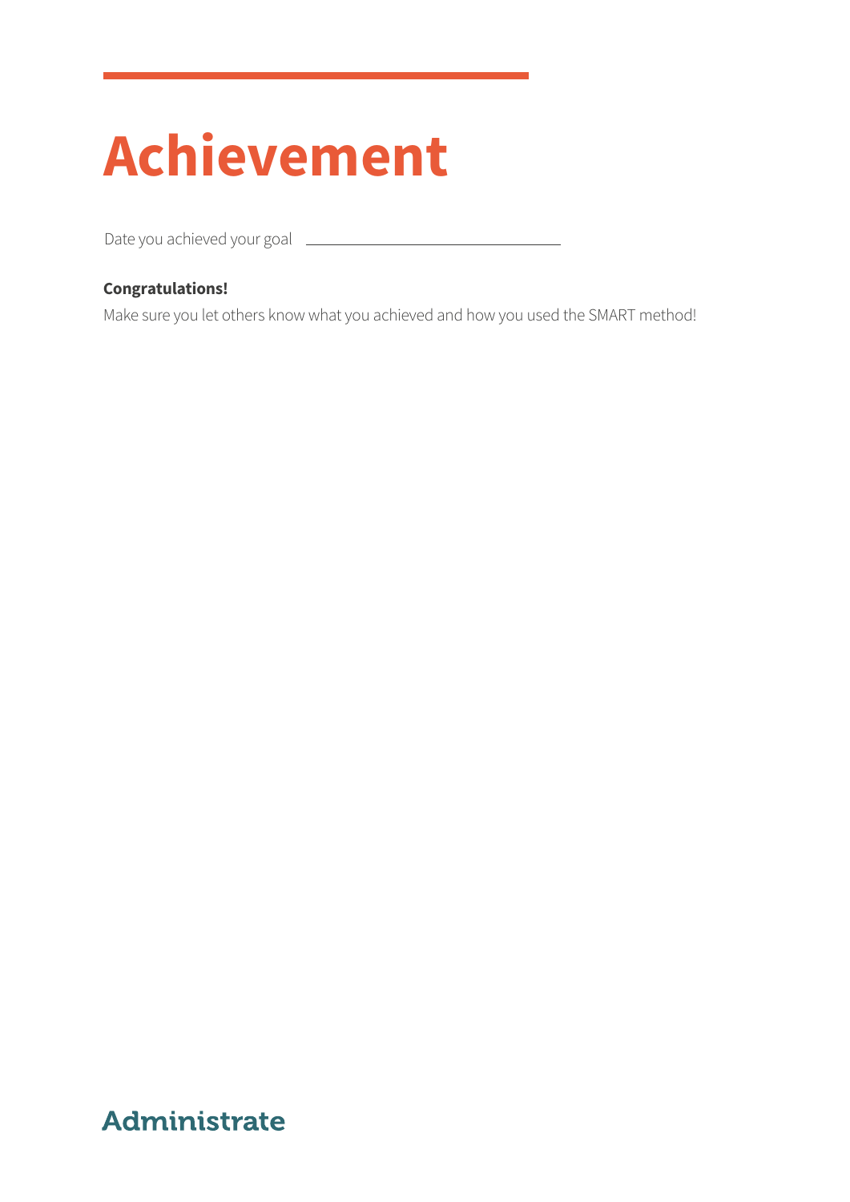# Achievement

Date you achieved your goal \_\_\_\_\_\_\_\_\_\_\_\_\_\_\_\_\_\_\_\_\_\_\_\_\_\_\_\_

**Congratulations!**

Make sure you let others know what you achieved and how you used the SMART method!

Administrate